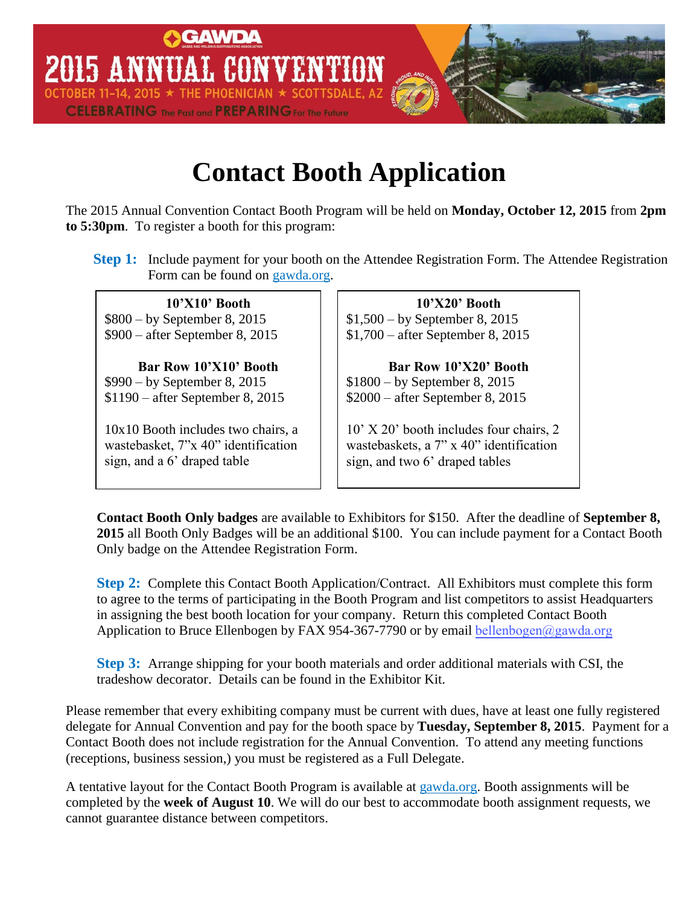GAWDA

2015 ANNUAL CONVENTION

OCTOBER 11-14, 2015 ★ THE PHOENICIAN ★ SCOTTSDALE, AZ

CELEBRATING The Past and PREPARING For The Future

# Contact Booth Application

The 2015 Annual Convention Contact Booth Program will be held on **Monday, October 12, 2015** from **2pm to 5:30pm**. To register a booth for this program:

**Step 1:** Include payment for your booth on the Attendee Registration Form. The Attendee Registration Form can be found on gawda.org.

| **10'X10' Booth** | **10'X20' Booth** |
|---|---|
| \$800 – by September 8, 2015<br>\$900 – after September 8, 2015 | \$1,500 – by September 8, 2015<br>\$1,700 – after September 8, 2015 |
| **Bar Row 10'X10' Booth**<br>\$990 – by September 8, 2015<br>\$1190 – after September 8, 2015 | **Bar Row 10'X20' Booth**<br>\$1800 – by September 8, 2015<br>\$2000 – after September 8, 2015 |
| 10x10 Booth includes two chairs, a wastebasket, 7"x 40" identification sign, and a 6' draped table | 10' X 20' booth includes four chairs, 2 wastebaskets, a 7" x 40" identification sign, and two 6' draped tables |

**Contact Booth Only badges** are available to Exhibitors for \$150. After the deadline of **September 8, 2015** all Booth Only Badges will be an additional \$100. You can include payment for a Contact Booth Only badge on the Attendee Registration Form.

**Step 2:** Complete this Contact Booth Application/Contract. All Exhibitors must complete this form to agree to the terms of participating in the Booth Program and list competitors to assist Headquarters in assigning the best booth location for your company. Return this completed Contact Booth Application to Bruce Ellenbogen by FAX 954-367-7790 or by email bellenbogen@gawda.org

**Step 3:** Arrange shipping for your booth materials and order additional materials with CSI, the tradeshow decorator. Details can be found in the Exhibitor Kit.

Please remember that every exhibiting company must be current with dues, have at least one fully registered delegate for Annual Convention and pay for the booth space by **Tuesday, September 8, 2015**. Payment for a Contact Booth does not include registration for the Annual Convention. To attend any meeting functions (receptions, business session,) you must be registered as a Full Delegate.

A tentative layout for the Contact Booth Program is available at gawda.org. Booth assignments will be completed by the **week of August 10**. We will do our best to accommodate booth assignment requests, we cannot guarantee distance between competitors.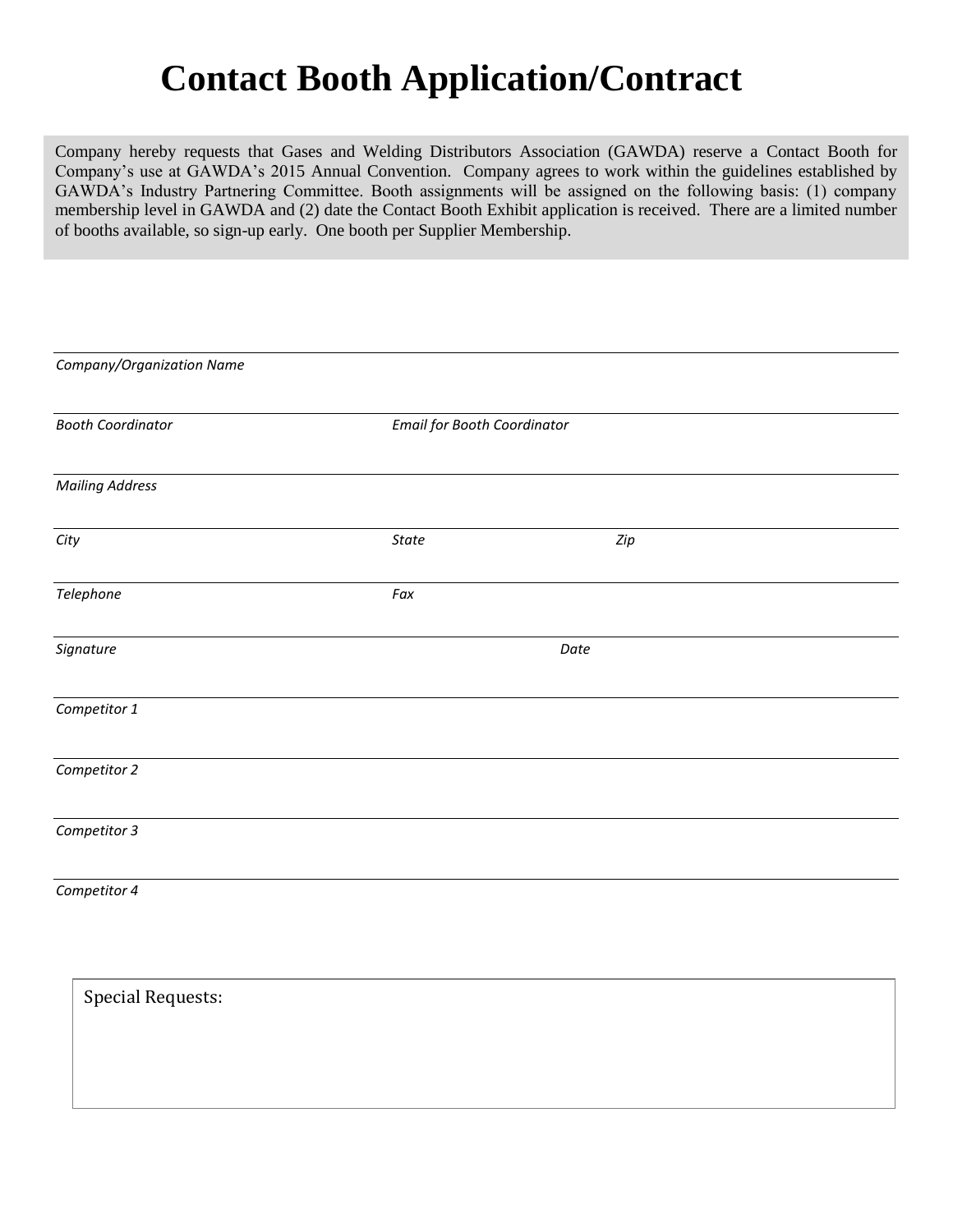# Contact Booth Application/Contract

Company hereby requests that Gases and Welding Distributors Association (GAWDA) reserve a Contact Booth for Company's use at GAWDA's 2015 Annual Convention. Company agrees to work within the guidelines established by GAWDA's Industry Partnering Committee. Booth assignments will be assigned on the following basis: (1) company membership level in GAWDA and (2) date the Contact Booth Exhibit application is received. There are a limited number of booths available, so sign-up early. One booth per Supplier Membership.

*Company/Organization Name*

*Booth Coordinator* *Email for Booth Coordinator*

*Mailing Address*

*City* *State* *Zip*

*Telephone* *Fax*

*Signature* *Date*

*Competitor 1*

*Competitor 2*

*Competitor 3*

*Competitor 4*

Special Requests: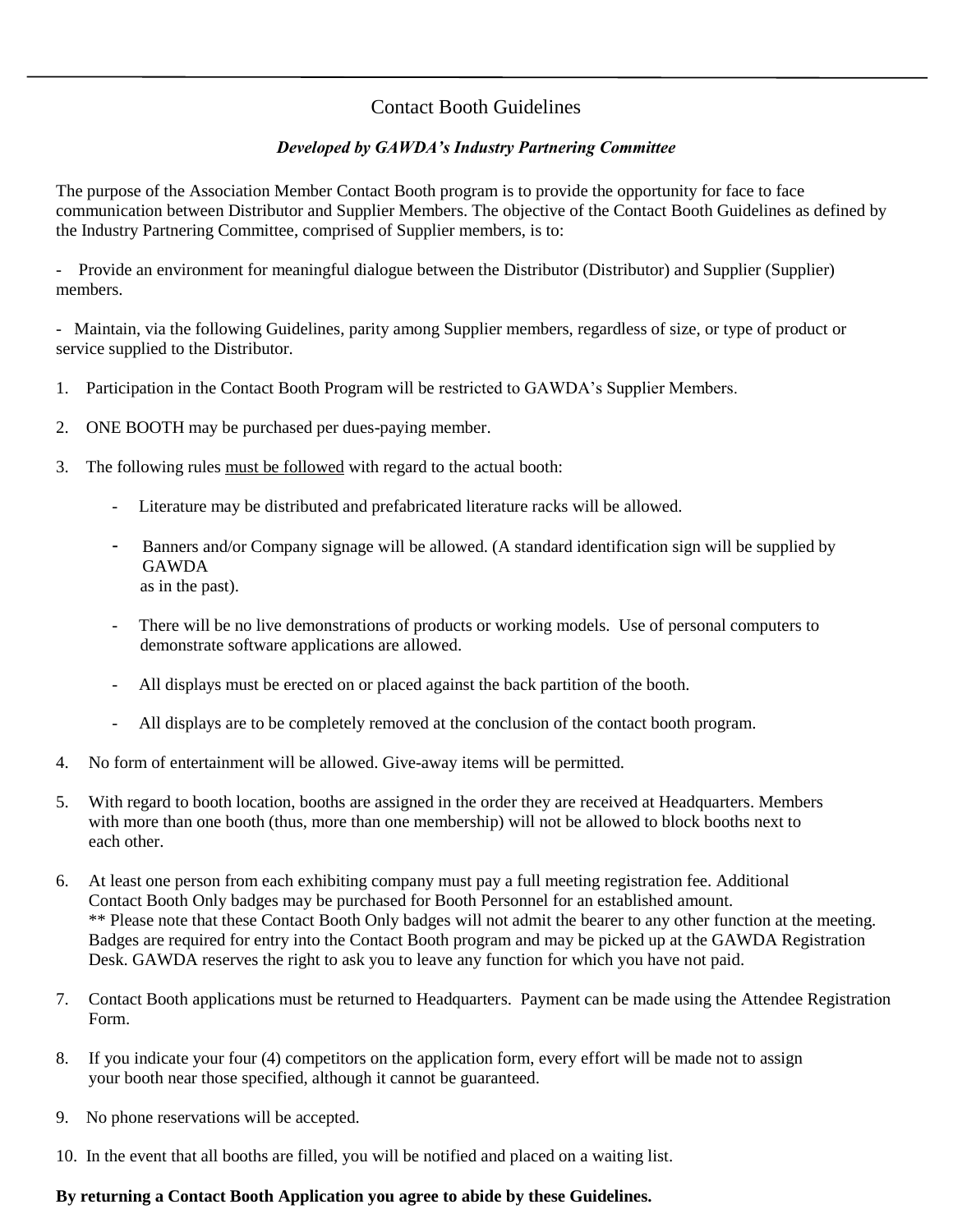## Contact Booth Guidelines

***Developed by GAWDA's Industry Partnering Committee***

The purpose of the Association Member Contact Booth program is to provide the opportunity for face to face communication between Distributor and Supplier Members. The objective of the Contact Booth Guidelines as defined by the Industry Partnering Committee, comprised of Supplier members, is to:

- Provide an environment for meaningful dialogue between the Distributor (Distributor) and Supplier (Supplier) members.

- Maintain, via the following Guidelines, parity among Supplier members, regardless of size, or type of product or service supplied to the Distributor.

1. Participation in the Contact Booth Program will be restricted to GAWDA's Supplier Members.

2. ONE BOOTH may be purchased per dues-paying member.

3. The following rules <u>must be followed</u> with regard to the actual booth:

   - Literature may be distributed and prefabricated literature racks will be allowed.

   - Banners and/or Company signage will be allowed. (A standard identification sign will be supplied by GAWDA as in the past).

   - There will be no live demonstrations of products or working models. Use of personal computers to demonstrate software applications are allowed.

   - All displays must be erected on or placed against the back partition of the booth.

   - All displays are to be completely removed at the conclusion of the contact booth program.

4. No form of entertainment will be allowed. Give-away items will be permitted.

5. With regard to booth location, booths are assigned in the order they are received at Headquarters. Members with more than one booth (thus, more than one membership) will not be allowed to block booths next to each other.

6. At least one person from each exhibiting company must pay a full meeting registration fee. Additional Contact Booth Only badges may be purchased for Booth Personnel for an established amount.
   ** Please note that these Contact Booth Only badges will not admit the bearer to any other function at the meeting. Badges are required for entry into the Contact Booth program and may be picked up at the GAWDA Registration Desk. GAWDA reserves the right to ask you to leave any function for which you have not paid.

7. Contact Booth applications must be returned to Headquarters. Payment can be made using the Attendee Registration Form.

8. If you indicate your four (4) competitors on the application form, every effort will be made not to assign your booth near those specified, although it cannot be guaranteed.

9. No phone reservations will be accepted.

10. In the event that all booths are filled, you will be notified and placed on a waiting list.

**By returning a Contact Booth Application you agree to abide by these Guidelines.**